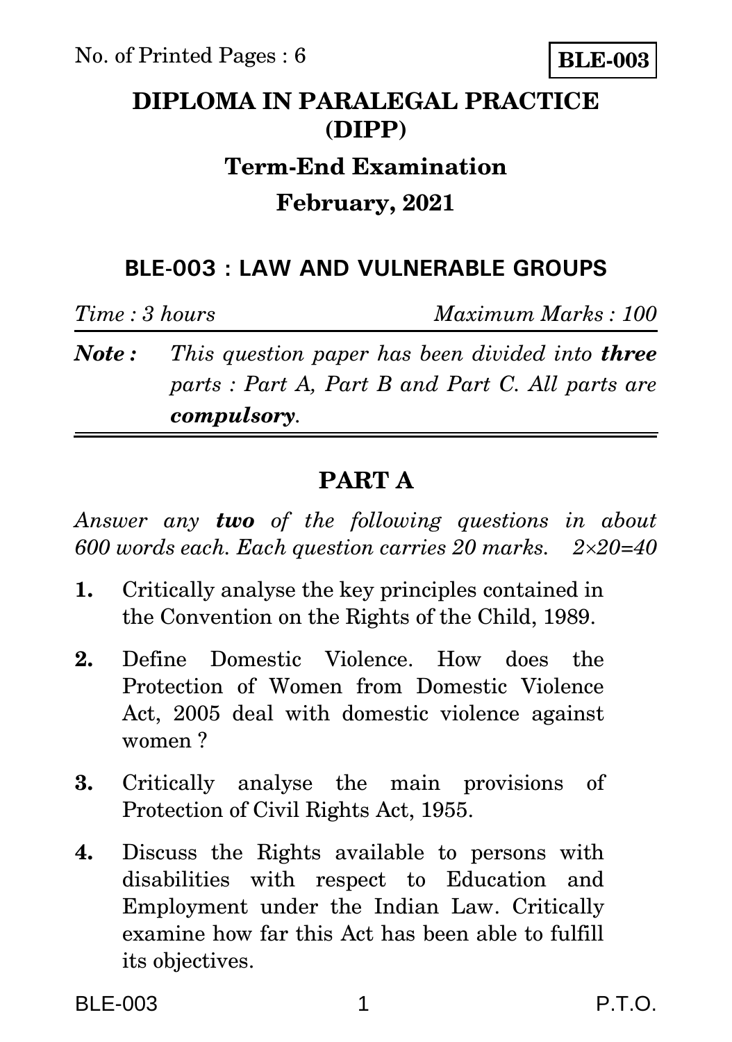No. of Printed Pages : 6

**BLE-003**

# DIPLOMA IN PARALEGAL PRACTICE (DIPP)

## Term-End Examination

## February, 2021

### BLE-003 : LAW AND VULNERABLE GROUPS

*Time : 3 hours* *Maximum Marks : 100*

***Note :*** *This question paper has been divided into **three** parts : Part A, Part B and Part C. All parts are **compulsory**.*

## PART A

*Answer any **two** of the following questions in about 600 words each. Each question carries 20 marks.* $2\times20=40$

**1.** Critically analyse the key principles contained in the Convention on the Rights of the Child, 1989.

**2.** Define Domestic Violence. How does the Protection of Women from Domestic Violence Act, 2005 deal with domestic violence against women ?

**3.** Critically analyse the main provisions of Protection of Civil Rights Act, 1955.

**4.** Discuss the Rights available to persons with disabilities with respect to Education and Employment under the Indian Law. Critically examine how far this Act has been able to fulfill its objectives.

P.T.O.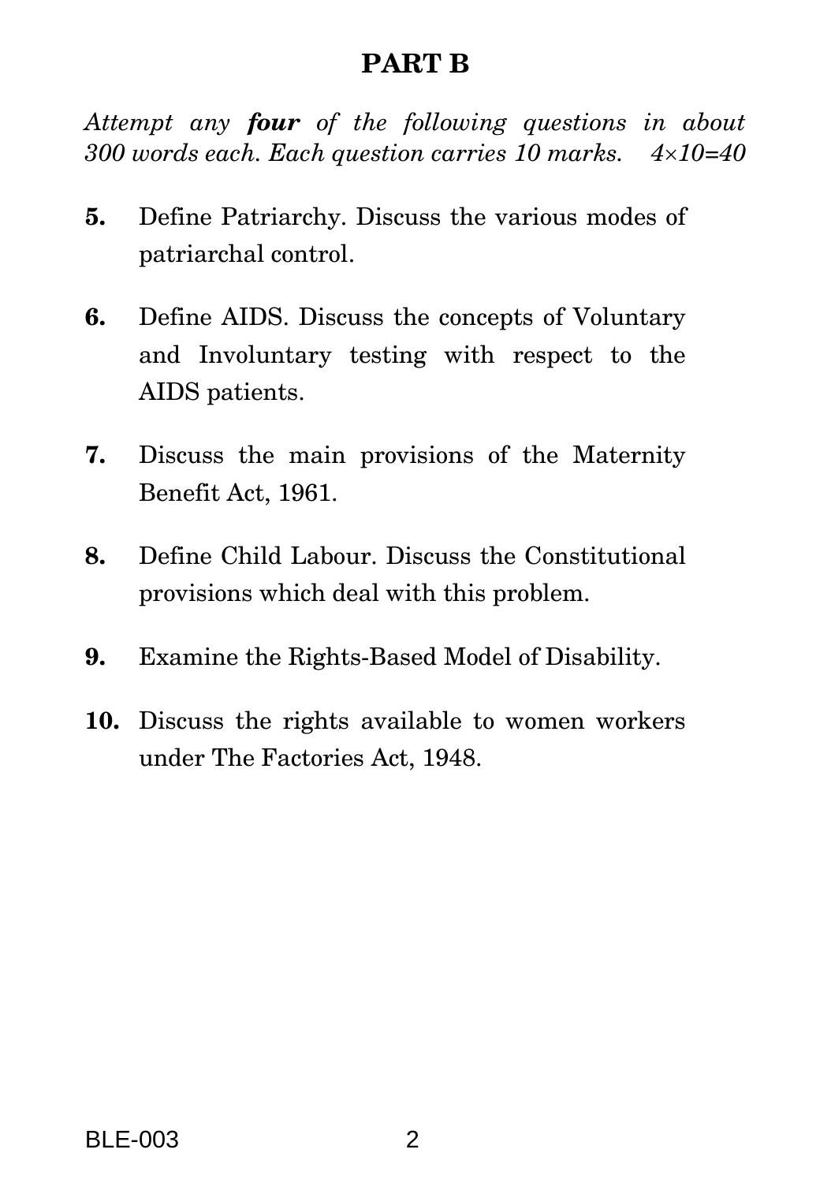## PART B

*Attempt any* ***four*** *of the following questions in about 300 words each. Each question carries 10 marks.* $4 \times 10 = 40$

**5.** Define Patriarchy. Discuss the various modes of patriarchal control.

**6.** Define AIDS. Discuss the concepts of Voluntary and Involuntary testing with respect to the AIDS patients.

**7.** Discuss the main provisions of the Maternity Benefit Act, 1961.

**8.** Define Child Labour. Discuss the Constitutional provisions which deal with this problem.

**9.** Examine the Rights-Based Model of Disability.

**10.** Discuss the rights available to women workers under The Factories Act, 1948.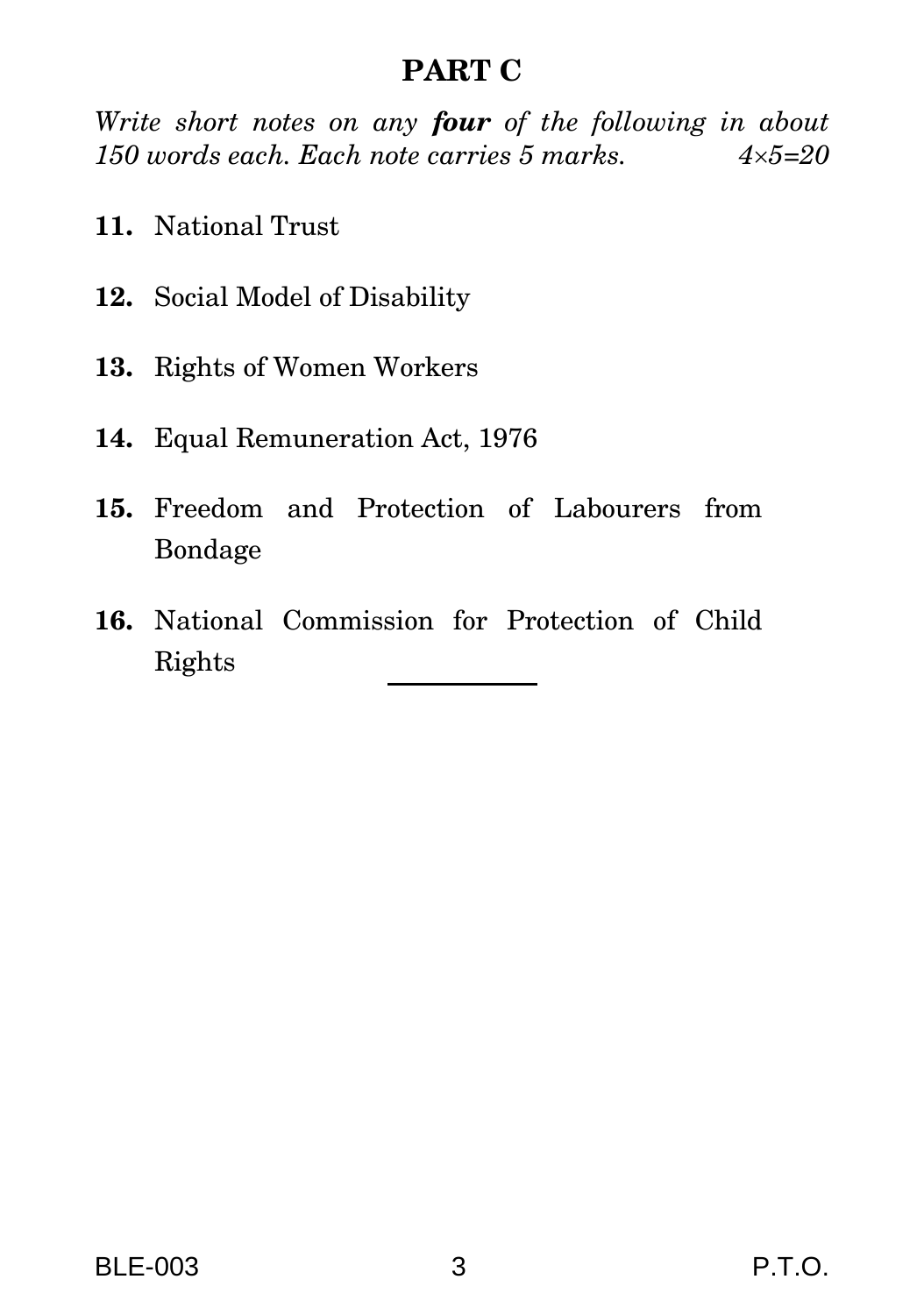## PART C

*Write short notes on any **four** of the following in about 150 words each. Each note carries 5 marks.* $4 \times 5 = 20$

**11.** National Trust

**12.** Social Model of Disability

**13.** Rights of Women Workers

**14.** Equal Remuneration Act, 1976

**15.** Freedom and Protection of Labourers from Bondage

**16.** National Commission for Protection of Child Rights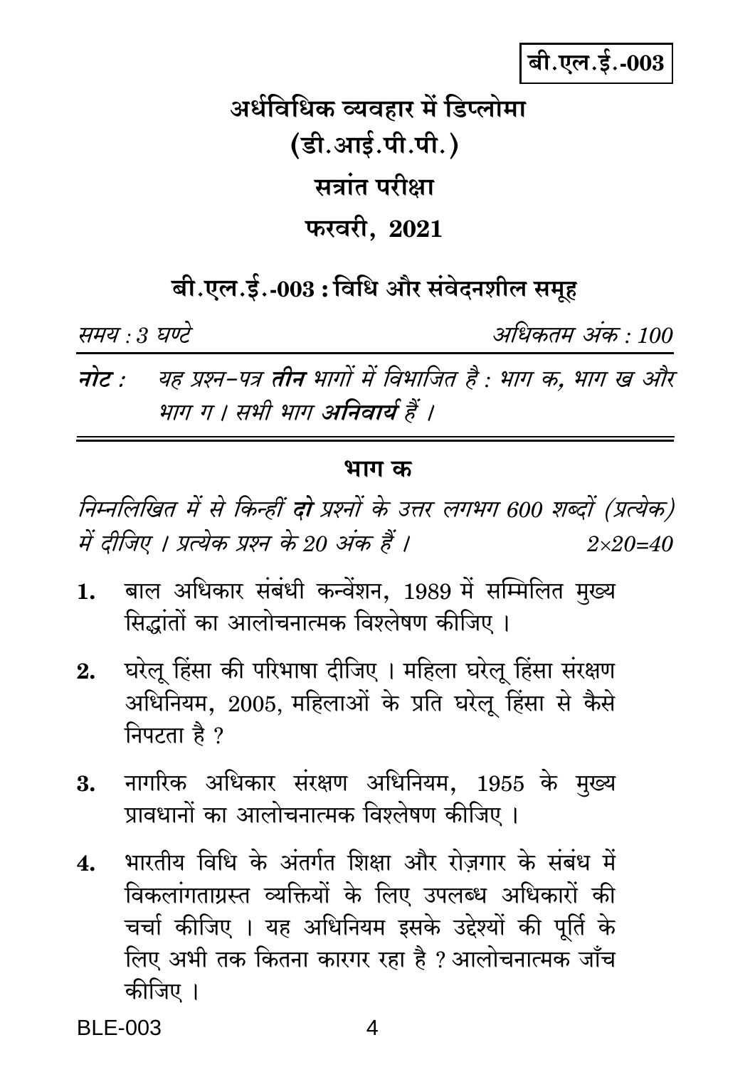बी.एल.ई.-003

# अर्धविधिक व्यवहार में डिप्लोमा
# (डी.आई.पी.पी.)
## सत्रांत परीक्षा
## फरवरी, 2021

### बी.एल.ई.-003 : विधि और संवेदनशील समूह

*समय : 3 घण्टे* *अधिकतम अंक : 100*

***नोट :*** *यह प्रश्न-पत्र **तीन** भागों में विभाजित है : भाग क, भाग ख और भाग ग । सभी भाग **अनिवार्य** हैं ।*

---

### भाग क

*निम्नलिखित में से किन्हीं **दो** प्रश्नों के उत्तर लगभग 600 शब्दों (प्रत्येक) में दीजिए । प्रत्येक प्रश्न के 20 अंक हैं ।* $2 \times 20 = 40$

1. बाल अधिकार संबंधी कन्वेंशन, 1989 में सम्मिलित मुख्य सिद्धांतों का आलोचनात्मक विश्लेषण कीजिए ।

2. घरेलू हिंसा की परिभाषा दीजिए । महिला घरेलू हिंसा संरक्षण अधिनियम, 2005, महिलाओं के प्रति घरेलू हिंसा से कैसे निपटता है ?

3. नागरिक अधिकार संरक्षण अधिनियम, 1955 के मुख्य प्रावधानों का आलोचनात्मक विश्लेषण कीजिए ।

4. भारतीय विधि के अंतर्गत शिक्षा और रोज़गार के संबंध में विकलांगताग्रस्त व्यक्तियों के लिए उपलब्ध अधिकारों की चर्चा कीजिए । यह अधिनियम इसके उद्देश्यों की पूर्ति के लिए अभी तक कितना कारगर रहा है ? आलोचनात्मक जाँच कीजिए ।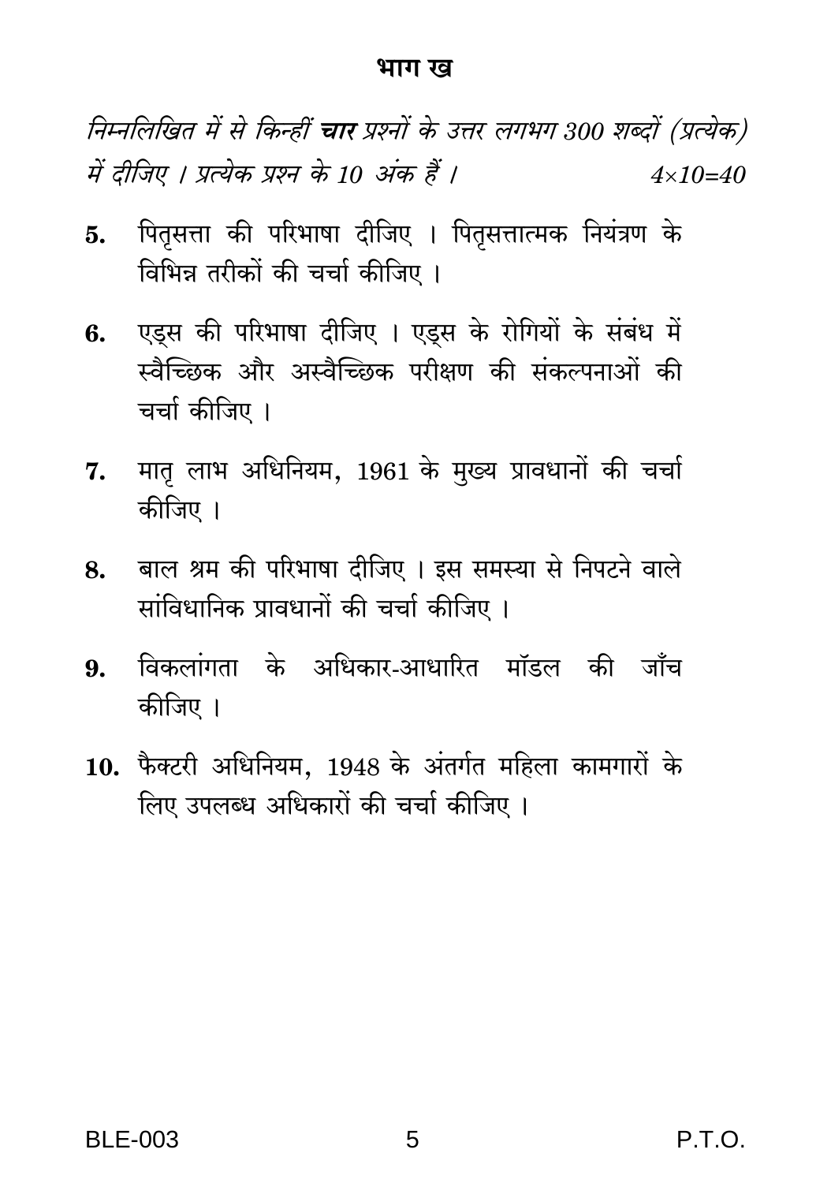## भाग ख

*निम्नलिखित में से किन्हीं **चार** प्रश्नों के उत्तर लगभग 300 शब्दों (प्रत्येक) में दीजिए । प्रत्येक प्रश्न के 10 अंक हैं ।* *4×10=40*

5. पितृसत्ता की परिभाषा दीजिए । पितृसत्तात्मक नियंत्रण के विभिन्न तरीकों की चर्चा कीजिए ।

6. एड्स की परिभाषा दीजिए । एड्स के रोगियों के संबंध में स्वैच्छिक और अस्वैच्छिक परीक्षण की संकल्पनाओं की चर्चा कीजिए ।

7. मातृ लाभ अधिनियम, 1961 के मुख्य प्रावधानों की चर्चा कीजिए ।

8. बाल श्रम की परिभाषा दीजिए । इस समस्या से निपटने वाले सांविधानिक प्रावधानों की चर्चा कीजिए ।

9. विकलांगता के अधिकार-आधारित मॉडल की जाँच कीजिए ।

10. फैक्टरी अधिनियम, 1948 के अंतर्गत महिला कामगारों के लिए उपलब्ध अधिकारों की चर्चा कीजिए ।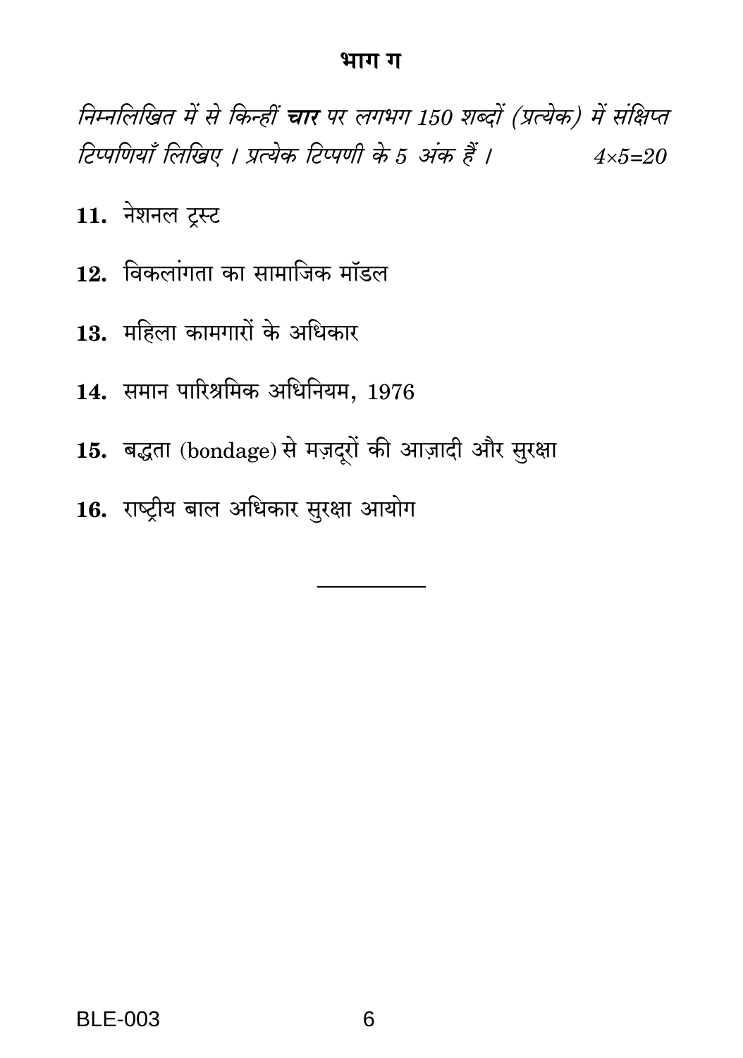# भाग ग

*निम्नलिखित में से किन्हीं* ***चार*** *पर लगभग 150 शब्दों (प्रत्येक) में संक्षिप्त टिप्पणियाँ लिखिए । प्रत्येक टिप्पणी के 5 अंक हैं ।* $4 \times 5 = 20$

**11.** नेशनल ट्रस्ट

**12.** विकलांगता का सामाजिक मॉडल

**13.** महिला कामगारों के अधिकार

**14.** समान पारिश्रमिक अधिनियम, 1976

**15.** बद्धता (bondage) से मज़दूरों की आज़ादी और सुरक्षा

**16.** राष्ट्रीय बाल अधिकार सुरक्षा आयोग

---